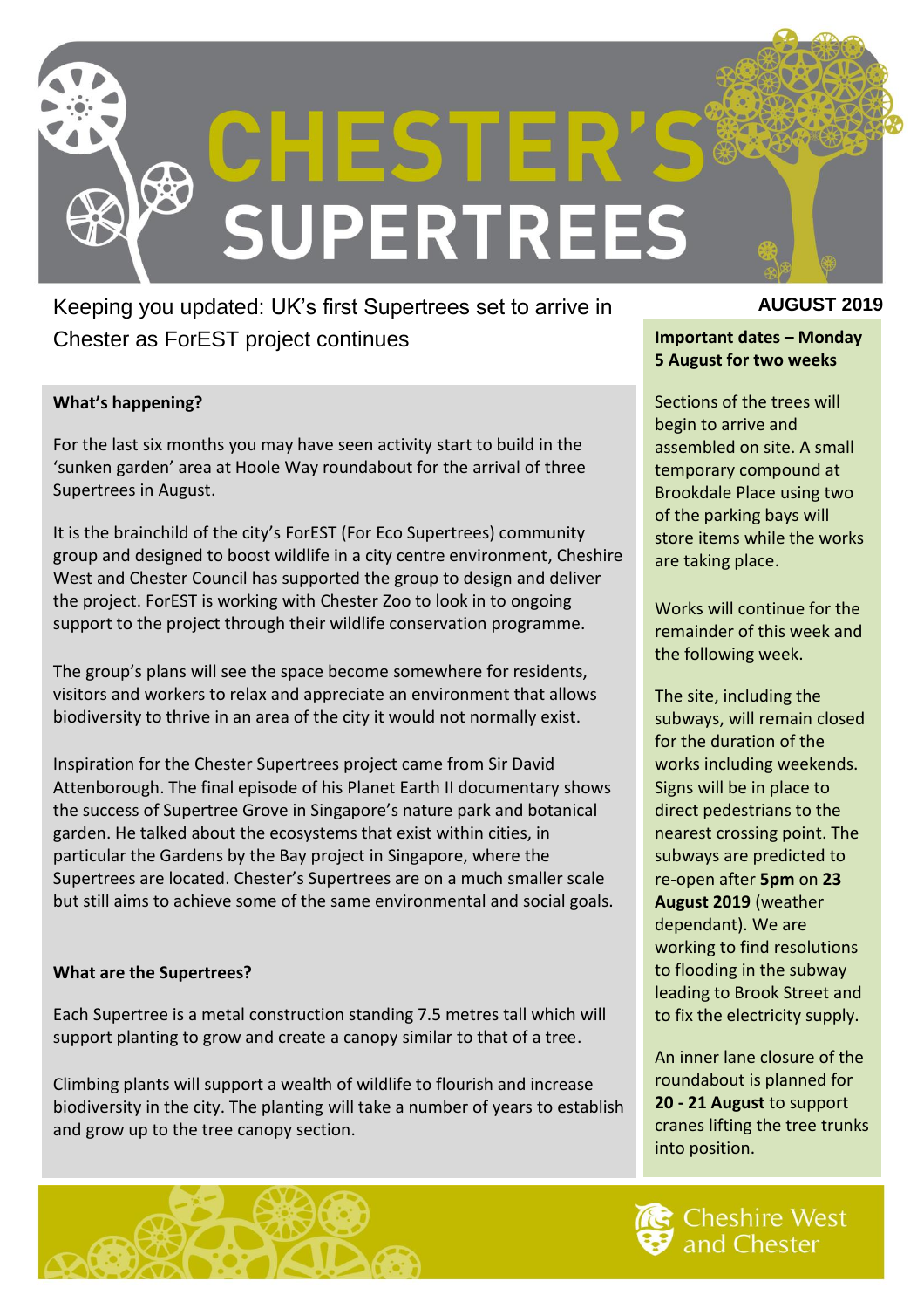# CHESTER'S SUPERTREES

Keeping you updated: UK's first Supertrees set to arrive in Chester as ForEST project continues

**AUGUST 2019**

## What's happening?

For the last six months you may have seen activity start to build in the 'sunken garden' area at Hoole Way roundabout for the arrival of three Supertrees in August.

It is the brainchild of the city's ForEST (For Eco Supertrees) community group and designed to boost wildlife in a city centre environment, Cheshire West and Chester Council has supported the group to design and deliver the project. ForEST is working with Chester Zoo to look in to ongoing support to the project through their wildlife conservation programme.

The group's plans will see the space become somewhere for residents, visitors and workers to relax and appreciate an environment that allows biodiversity to thrive in an area of the city it would not normally exist.

Inspiration for the Chester Supertrees project came from Sir David Attenborough. The final episode of his Planet Earth II documentary shows the success of Supertree Grove in Singapore's nature park and botanical garden. He talked about the ecosystems that exist within cities, in particular the Gardens by the Bay project in Singapore, where the Supertrees are located. Chester's Supertrees are on a much smaller scale but still aims to achieve some of the same environmental and social goals.

## What are the Supertrees?

Each Supertree is a metal construction standing 7.5 metres tall which will support planting to grow and create a canopy similar to that of a tree.

Climbing plants will support a wealth of wildlife to flourish and increase biodiversity in the city. The planting will take a number of years to establish and grow up to the tree canopy section.

**Important dates – Monday 5 August for two weeks**

Sections of the trees will begin to arrive and assembled on site. A small temporary compound at Brookdale Place using two of the parking bays will store items while the works are taking place.

Works will continue for the remainder of this week and the following week.

The site, including the subways, will remain closed for the duration of the works including weekends. Signs will be in place to direct pedestrians to the nearest crossing point. The subways are predicted to re-open after **5pm** on **23 August 2019** (weather dependant). We are working to find resolutions to flooding in the subway leading to Brook Street and to fix the electricity supply.

An inner lane closure of the roundabout is planned for **20 - 21 August** to support cranes lifting the tree trunks into position.

Cheshire West and Chester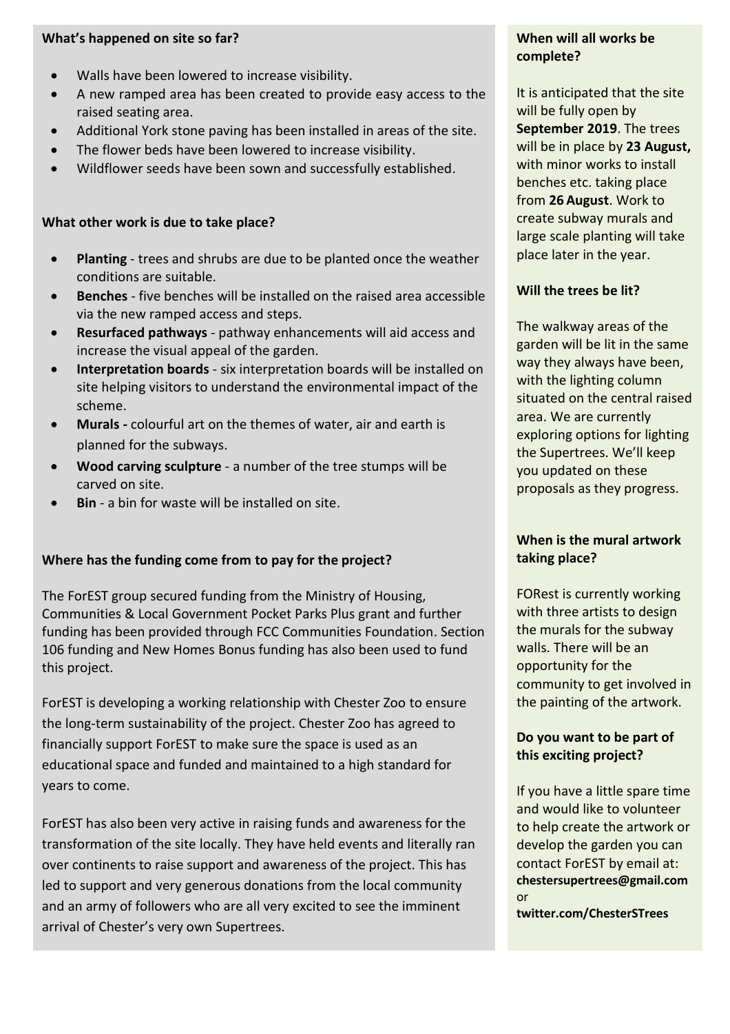**What's happened on site so far?**

- Walls have been lowered to increase visibility.
- A new ramped area has been created to provide easy access to the raised seating area.
- Additional York stone paving has been installed in areas of the site.
- The flower beds have been lowered to increase visibility.
- Wildflower seeds have been sown and successfully established.

**What other work is due to take place?**

- **Planting** - trees and shrubs are due to be planted once the weather conditions are suitable.
- **Benches** - five benches will be installed on the raised area accessible via the new ramped access and steps.
- **Resurfaced pathways** - pathway enhancements will aid access and increase the visual appeal of the garden.
- **Interpretation boards** - six interpretation boards will be installed on site helping visitors to understand the environmental impact of the scheme.
- **Murals -** colourful art on the themes of water, air and earth is planned for the subways.
- **Wood carving sculpture** - a number of the tree stumps will be carved on site.
- **Bin** - a bin for waste will be installed on site.

**Where has the funding come from to pay for the project?**

The ForEST group secured funding from the Ministry of Housing, Communities & Local Government Pocket Parks Plus grant and further funding has been provided through FCC Communities Foundation. Section 106 funding and New Homes Bonus funding has also been used to fund this project.

ForEST is developing a working relationship with Chester Zoo to ensure the long-term sustainability of the project. Chester Zoo has agreed to financially support ForEST to make sure the space is used as an educational space and funded and maintained to a high standard for years to come.

ForEST has also been very active in raising funds and awareness for the transformation of the site locally. They have held events and literally ran over continents to raise support and awareness of the project. This has led to support and very generous donations from the local community and an army of followers who are all very excited to see the imminent arrival of Chester's very own Supertrees.

**When will all works be complete?**

It is anticipated that the site will be fully open by **September 2019**. The trees will be in place by **23 August,** with minor works to install benches etc. taking place from **26 August**. Work to create subway murals and large scale planting will take place later in the year.

**Will the trees be lit?**

The walkway areas of the garden will be lit in the same way they always have been, with the lighting column situated on the central raised area. We are currently exploring options for lighting the Supertrees. We'll keep you updated on these proposals as they progress.

**When is the mural artwork taking place?**

FORest is currently working with three artists to design the murals for the subway walls. There will be an opportunity for the community to get involved in the painting of the artwork.

**Do you want to be part of this exciting project?**

If you have a little spare time and would like to volunteer to help create the artwork or develop the garden you can contact ForEST by email at: **chestersupertrees@gmail.com** or **twitter.com/ChesterSTrees**